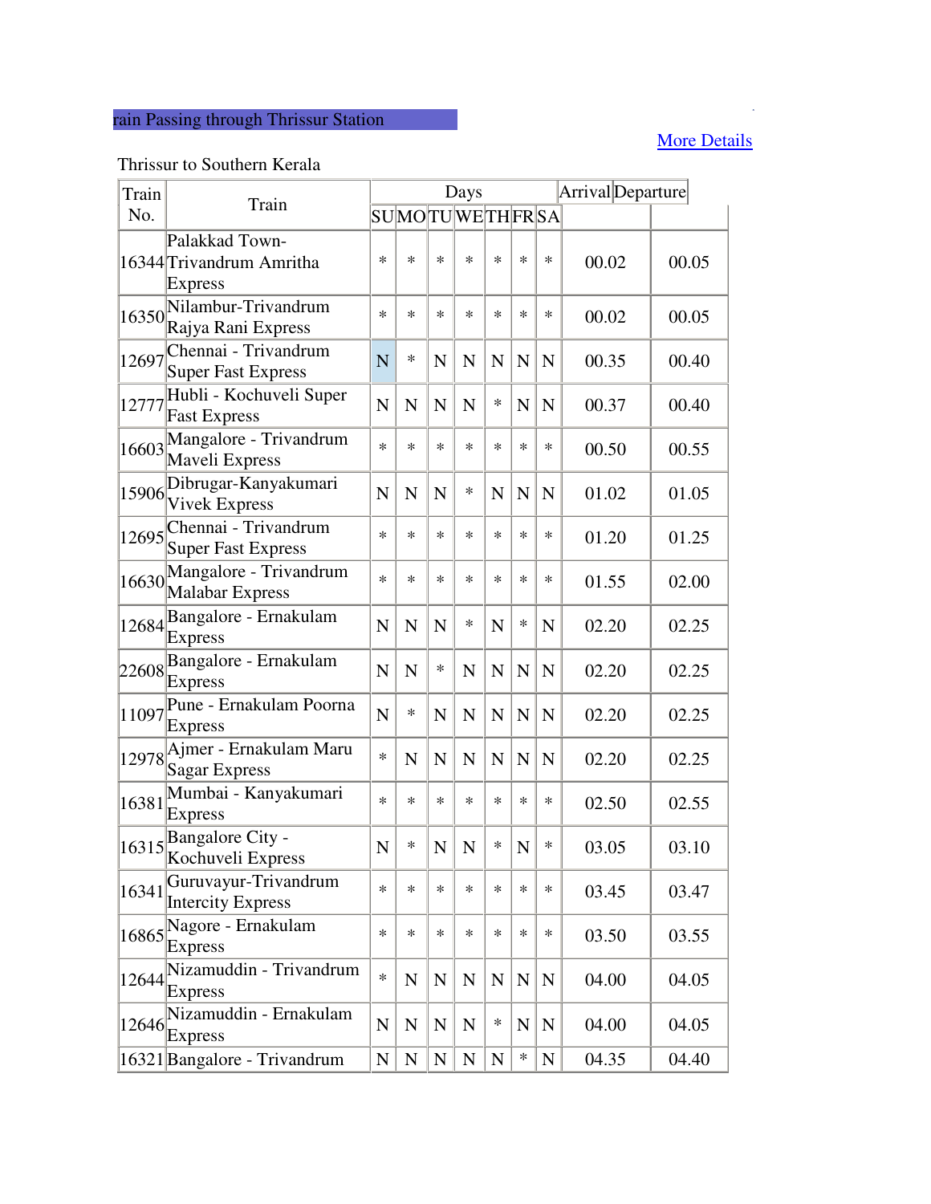rain Passing through Thrissur Station

More Details

Thrissur to Southern Kerala

| Train No. | Train | Days | | | | | | | Arrival | Departure |
|---|---|---|---|---|---|---|---|---|---|---|
| | | SU | MO | TU | WE | TH | FR | SA | | |
| 16344 | Palakkad Town-Trivandrum Amritha Express | * | * | * | * | * | * | * | 00.02 | 00.05 |
| 16350 | Nilambur-Trivandrum Rajya Rani Express | * | * | * | * | * | * | * | 00.02 | 00.05 |
| 12697 | Chennai - Trivandrum Super Fast Express | N | * | N | N | N | N | N | 00.35 | 00.40 |
| 12777 | Hubli - Kochuveli Super Fast Express | N | N | N | N | * | N | N | 00.37 | 00.40 |
| 16603 | Mangalore - Trivandrum Maveli Express | * | * | * | * | * | * | * | 00.50 | 00.55 |
| 15906 | Dibrugar-Kanyakumari Vivek Express | N | N | N | * | N | N | N | 01.02 | 01.05 |
| 12695 | Chennai - Trivandrum Super Fast Express | * | * | * | * | * | * | * | 01.20 | 01.25 |
| 16630 | Mangalore - Trivandrum Malabar Express | * | * | * | * | * | * | * | 01.55 | 02.00 |
| 12684 | Bangalore - Ernakulam Express | N | N | N | * | N | * | N | 02.20 | 02.25 |
| 22608 | Bangalore - Ernakulam Express | N | N | * | N | N | N | N | 02.20 | 02.25 |
| 11097 | Pune - Ernakulam Poorna Express | N | * | N | N | N | N | N | 02.20 | 02.25 |
| 12978 | Ajmer - Ernakulam Maru Sagar Express | * | N | N | N | N | N | N | 02.20 | 02.25 |
| 16381 | Mumbai - Kanyakumari Express | * | * | * | * | * | * | * | 02.50 | 02.55 |
| 16315 | Bangalore City - Kochuveli Express | N | * | N | N | * | N | * | 03.05 | 03.10 |
| 16341 | Guruvayur-Trivandrum Intercity Express | * | * | * | * | * | * | * | 03.45 | 03.47 |
| 16865 | Nagore - Ernakulam Express | * | * | * | * | * | * | * | 03.50 | 03.55 |
| 12644 | Nizamuddin - Trivandrum Express | * | N | N | N | N | N | N | 04.00 | 04.05 |
| 12646 | Nizamuddin - Ernakulam Express | N | N | N | N | * | N | N | 04.00 | 04.05 |
| 16321 | Bangalore - Trivandrum | N | N | N | N | N | * | N | 04.35 | 04.40 |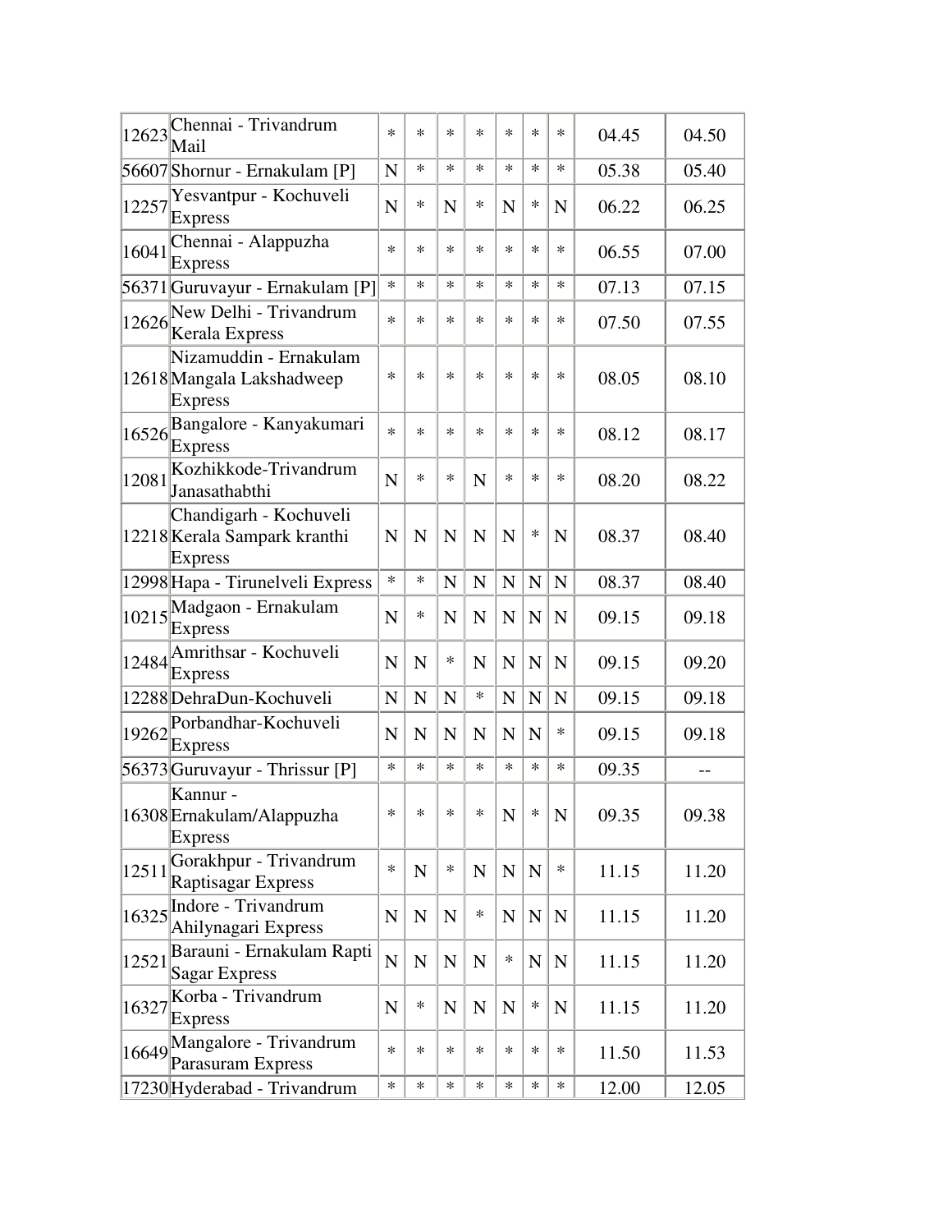| | | | | | | | | | | |
|---|---|---|---|---|---|---|---|---|---|---|
| 12623 | Chennai - Trivandrum Mail | * | * | * | * | * | * | * | 04.45 | 04.50 |
| 56607 | Shornur - Ernakulam [P] | N | * | * | * | * | * | * | 05.38 | 05.40 |
| 12257 | Yesvantpur - Kochuveli Express | N | * | N | * | N | * | N | 06.22 | 06.25 |
| 16041 | Chennai - Alappuzha Express | * | * | * | * | * | * | * | 06.55 | 07.00 |
| 56371 | Guruvayur - Ernakulam [P] | * | * | * | * | * | * | * | 07.13 | 07.15 |
| 12626 | New Delhi - Trivandrum Kerala Express | * | * | * | * | * | * | * | 07.50 | 07.55 |
| 12618 | Nizamuddin - Ernakulam Mangala Lakshadweep Express | * | * | * | * | * | * | * | 08.05 | 08.10 |
| 16526 | Bangalore - Kanyakumari Express | * | * | * | * | * | * | * | 08.12 | 08.17 |
| 12081 | Kozhikkode-Trivandrum Janasathabthi | N | * | * | N | * | * | * | 08.20 | 08.22 |
| 12218 | Chandigarh - Kochuveli Kerala Sampark kranthi Express | N | N | N | N | N | * | N | 08.37 | 08.40 |
| 12998 | Hapa - Tirunelveli Express | * | * | N | N | N | N | N | 08.37 | 08.40 |
| 10215 | Madgaon - Ernakulam Express | N | * | N | N | N | N | N | 09.15 | 09.18 |
| 12484 | Amrithsar - Kochuveli Express | N | N | * | N | N | N | N | 09.15 | 09.20 |
| 12288 | DehraDun-Kochuveli | N | N | N | * | N | N | N | 09.15 | 09.18 |
| 19262 | Porbandhar-Kochuveli Express | N | N | N | N | N | N | * | 09.15 | 09.18 |
| 56373 | Guruvayur - Thrissur [P] | * | * | * | * | * | * | * | 09.35 | -- |
| 16308 | Kannur - Ernakulam/Alappuzha Express | * | * | * | * | N | * | N | 09.35 | 09.38 |
| 12511 | Gorakhpur - Trivandrum Raptisagar Express | * | N | * | N | N | N | * | 11.15 | 11.20 |
| 16325 | Indore - Trivandrum Ahilynagari Express | N | N | N | * | N | N | N | 11.15 | 11.20 |
| 12521 | Barauni - Ernakulam Rapti Sagar Express | N | N | N | N | * | N | N | 11.15 | 11.20 |
| 16327 | Korba - Trivandrum Express | N | * | N | N | N | * | N | 11.15 | 11.20 |
| 16649 | Mangalore - Trivandrum Parasuram Express | * | * | * | * | * | * | * | 11.50 | 11.53 |
| 17230 | Hyderabad - Trivandrum | * | * | * | * | * | * | * | 12.00 | 12.05 |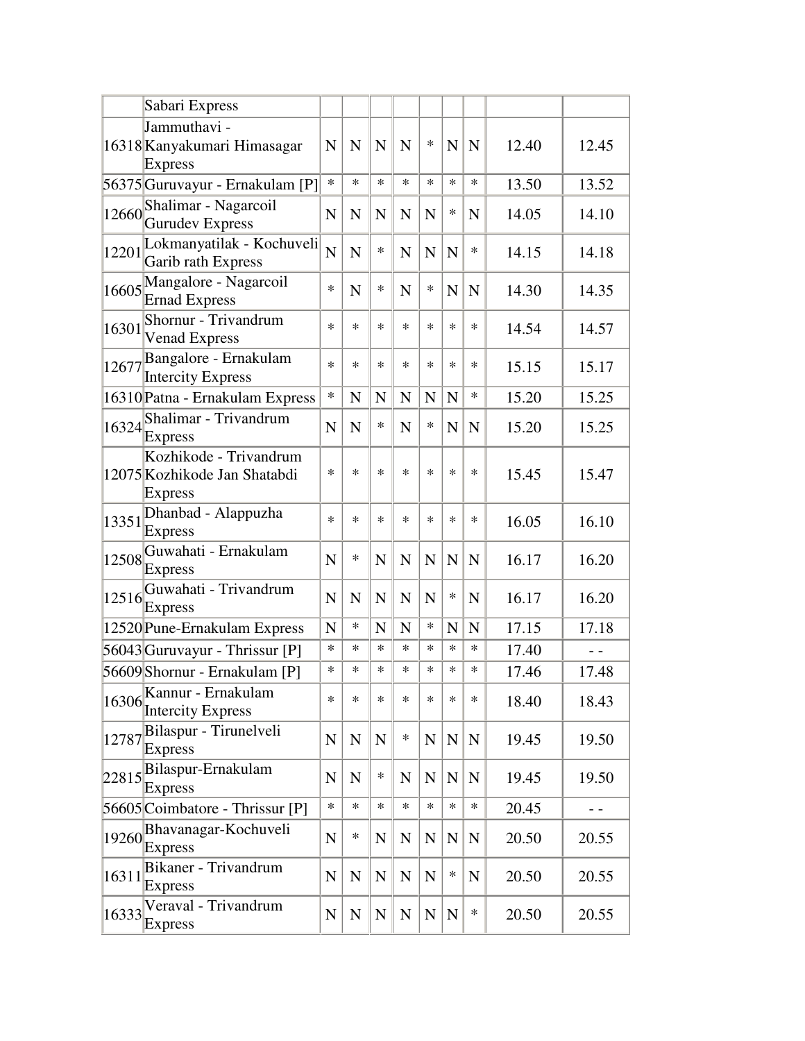| | | | | | | | | | | |
|---|---|---|---|---|---|---|---|---|---|---|
| | Sabari Express | | | | | | | | | |
| 16318 | Jammuthavi - Kanyakumari Himasagar Express | N | N | N | N | * | N | N | 12.40 | 12.45 |
| 56375 | Guruvayur - Ernakulam [P] | * | * | * | * | * | * | * | 13.50 | 13.52 |
| 12660 | Shalimar - Nagarcoil Gurudev Express | N | N | N | N | N | * | N | 14.05 | 14.10 |
| 12201 | Lokmanyatilak - Kochuveli Garib rath Express | N | N | * | N | N | N | * | 14.15 | 14.18 |
| 16605 | Mangalore - Nagarcoil Ernad Express | * | N | * | N | * | N | N | 14.30 | 14.35 |
| 16301 | Shornur - Trivandrum Venad Express | * | * | * | * | * | * | * | 14.54 | 14.57 |
| 12677 | Bangalore - Ernakulam Intercity Express | * | * | * | * | * | * | * | 15.15 | 15.17 |
| 16310 | Patna - Ernakulam Express | * | N | N | N | N | N | * | 15.20 | 15.25 |
| 16324 | Shalimar - Trivandrum Express | N | N | * | N | * | N | N | 15.20 | 15.25 |
| 12075 | Kozhikode - Trivandrum Kozhikode Jan Shatabdi Express | * | * | * | * | * | * | * | 15.45 | 15.47 |
| 13351 | Dhanbad - Alappuzha Express | * | * | * | * | * | * | * | 16.05 | 16.10 |
| 12508 | Guwahati - Ernakulam Express | N | * | N | N | N | N | N | 16.17 | 16.20 |
| 12516 | Guwahati - Trivandrum Express | N | N | N | N | N | * | N | 16.17 | 16.20 |
| 12520 | Pune-Ernakulam Express | N | * | N | N | * | N | N | 17.15 | 17.18 |
| 56043 | Guruvayur - Thrissur [P] | * | * | * | * | * | * | * | 17.40 | - - |
| 56609 | Shornur - Ernakulam [P] | * | * | * | * | * | * | * | 17.46 | 17.48 |
| 16306 | Kannur - Ernakulam Intercity Express | * | * | * | * | * | * | * | 18.40 | 18.43 |
| 12787 | Bilaspur - Tirunelveli Express | N | N | N | * | N | N | N | 19.45 | 19.50 |
| 22815 | Bilaspur-Ernakulam Express | N | N | * | N | N | N | N | 19.45 | 19.50 |
| 56605 | Coimbatore - Thrissur [P] | * | * | * | * | * | * | * | 20.45 | - - |
| 19260 | Bhavanagar-Kochuveli Express | N | * | N | N | N | N | N | 20.50 | 20.55 |
| 16311 | Bikaner - Trivandrum Express | N | N | N | N | N | * | N | 20.50 | 20.55 |
| 16333 | Veraval - Trivandrum Express | N | N | N | N | N | N | * | 20.50 | 20.55 |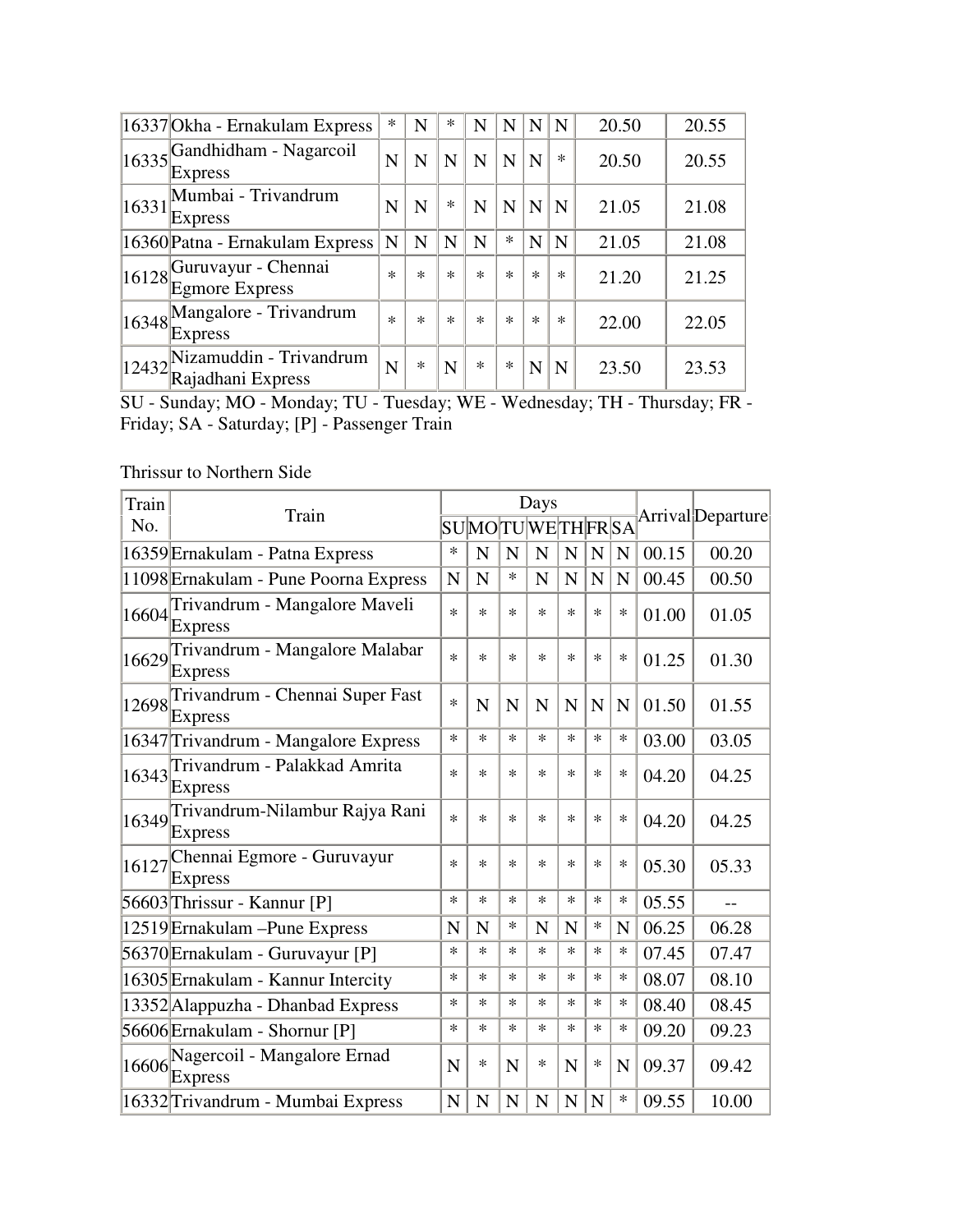| | | | | | | | | | | |
|---|---|---|---|---|---|---|---|---|---|---|
| 16337 | Okha - Ernakulam Express | * | N | * | N | N | N | N | 20.50 | 20.55 |
| 16335 | Gandhidham - Nagarcoil Express | N | N | N | N | N | N | * | 20.50 | 20.55 |
| 16331 | Mumbai - Trivandrum Express | N | N | * | N | N | N | N | 21.05 | 21.08 |
| 16360 | Patna - Ernakulam Express | N | N | N | N | * | N | N | 21.05 | 21.08 |
| 16128 | Guruvayur - Chennai Egmore Express | * | * | * | * | * | * | * | 21.20 | 21.25 |
| 16348 | Mangalore - Trivandrum Express | * | * | * | * | * | * | * | 22.00 | 22.05 |
| 12432 | Nizamuddin - Trivandrum Rajadhani Express | N | * | N | * | * | N | N | 23.50 | 23.53 |

SU - Sunday; MO - Monday; TU - Tuesday; WE - Wednesday; TH - Thursday; FR - Friday; SA - Saturday; [P] - Passenger Train

Thrissur to Northern Side

| Train No. | Train | Days | | | | | | | Arrival | Departure |
|---|---|---|---|---|---|---|---|---|---|---|
| | | SU | MO | TU | WE | TH | FR | SA | | |
| 16359 | Ernakulam - Patna Express | * | N | N | N | N | N | N | 00.15 | 00.20 |
| 11098 | Ernakulam - Pune Poorna Express | N | N | * | N | N | N | N | 00.45 | 00.50 |
| 16604 | Trivandrum - Mangalore Maveli Express | * | * | * | * | * | * | * | 01.00 | 01.05 |
| 16629 | Trivandrum - Mangalore Malabar Express | * | * | * | * | * | * | * | 01.25 | 01.30 |
| 12698 | Trivandrum - Chennai Super Fast Express | * | N | N | N | N | N | N | 01.50 | 01.55 |
| 16347 | Trivandrum - Mangalore Express | * | * | * | * | * | * | * | 03.00 | 03.05 |
| 16343 | Trivandrum - Palakkad Amrita Express | * | * | * | * | * | * | * | 04.20 | 04.25 |
| 16349 | Trivandrum-Nilambur Rajya Rani Express | * | * | * | * | * | * | * | 04.20 | 04.25 |
| 16127 | Chennai Egmore - Guruvayur Express | * | * | * | * | * | * | * | 05.30 | 05.33 |
| 56603 | Thrissur - Kannur [P] | * | * | * | * | * | * | * | 05.55 | -- |
| 12519 | Ernakulam –Pune Express | N | N | * | N | N | * | N | 06.25 | 06.28 |
| 56370 | Ernakulam - Guruvayur [P] | * | * | * | * | * | * | * | 07.45 | 07.47 |
| 16305 | Ernakulam - Kannur Intercity | * | * | * | * | * | * | * | 08.07 | 08.10 |
| 13352 | Alappuzha - Dhanbad Express | * | * | * | * | * | * | * | 08.40 | 08.45 |
| 56606 | Ernakulam - Shornur [P] | * | * | * | * | * | * | * | 09.20 | 09.23 |
| 16606 | Nagercoil - Mangalore Ernad Express | N | * | N | * | N | * | N | 09.37 | 09.42 |
| 16332 | Trivandrum - Mumbai Express | N | N | N | N | N | N | * | 09.55 | 10.00 |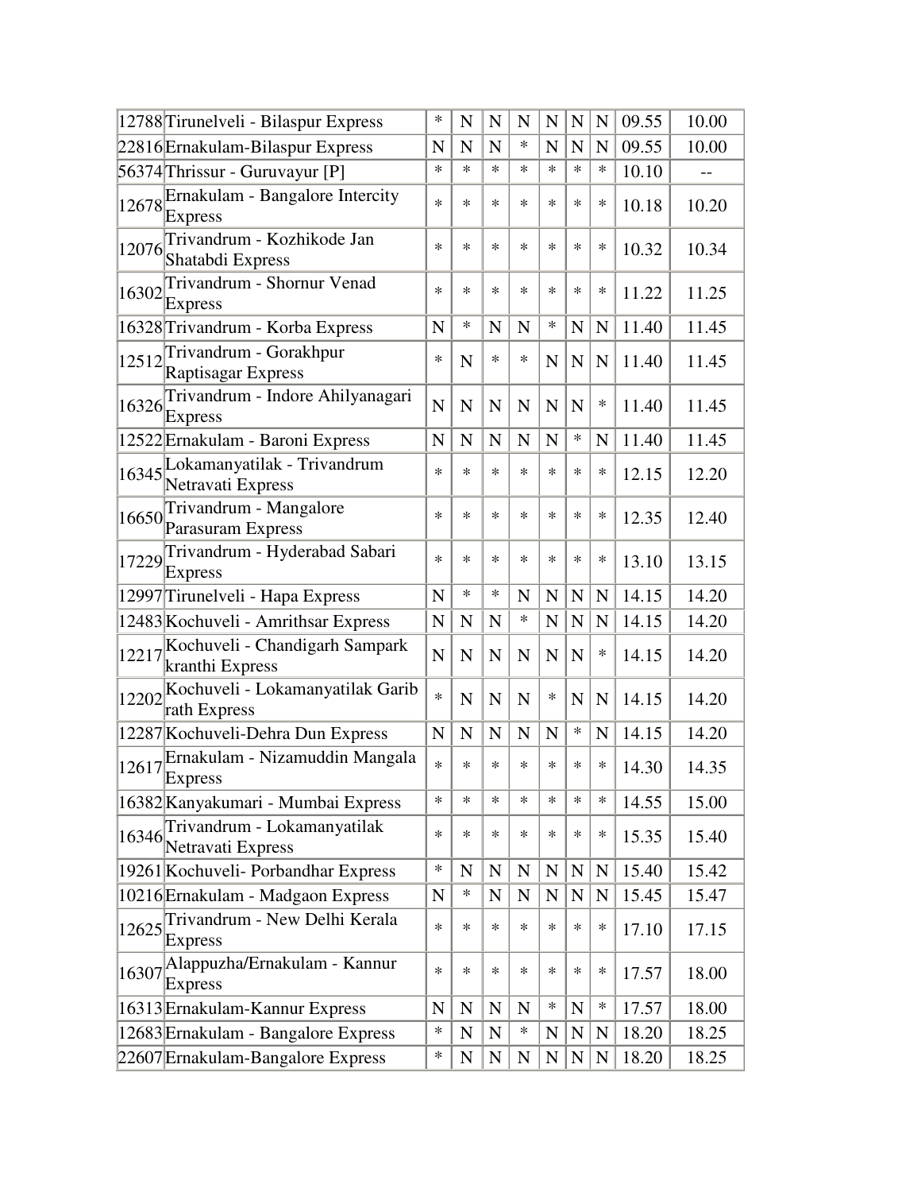| | | | | | | | | | | |
|---|---|---|---|---|---|---|---|---|---|---|
| 12788 | Tirunelveli - Bilaspur Express | * | N | N | N | N | N | N | 09.55 | 10.00 |
| 22816 | Ernakulam-Bilaspur Express | N | N | N | * | N | N | N | 09.55 | 10.00 |
| 56374 | Thrissur - Guruvayur [P] | * | * | * | * | * | * | * | 10.10 | -- |
| 12678 | Ernakulam - Bangalore Intercity Express | * | * | * | * | * | * | * | 10.18 | 10.20 |
| 12076 | Trivandrum - Kozhikode Jan Shatabdi Express | * | * | * | * | * | * | * | 10.32 | 10.34 |
| 16302 | Trivandrum - Shornur Venad Express | * | * | * | * | * | * | * | 11.22 | 11.25 |
| 16328 | Trivandrum - Korba Express | N | * | N | N | * | N | N | 11.40 | 11.45 |
| 12512 | Trivandrum - Gorakhpur Raptisagar Express | * | N | * | * | N | N | N | 11.40 | 11.45 |
| 16326 | Trivandrum - Indore Ahilyanagari Express | N | N | N | N | N | N | * | 11.40 | 11.45 |
| 12522 | Ernakulam - Baroni Express | N | N | N | N | N | * | N | 11.40 | 11.45 |
| 16345 | Lokamanyatilak - Trivandrum Netravati Express | * | * | * | * | * | * | * | 12.15 | 12.20 |
| 16650 | Trivandrum - Mangalore Parasuram Express | * | * | * | * | * | * | * | 12.35 | 12.40 |
| 17229 | Trivandrum - Hyderabad Sabari Express | * | * | * | * | * | * | * | 13.10 | 13.15 |
| 12997 | Tirunelveli - Hapa Express | N | * | * | N | N | N | N | 14.15 | 14.20 |
| 12483 | Kochuveli - Amrithsar Express | N | N | N | * | N | N | N | 14.15 | 14.20 |
| 12217 | Kochuveli - Chandigarh Sampark kranthi Express | N | N | N | N | N | N | * | 14.15 | 14.20 |
| 12202 | Kochuveli - Lokamanyatilak Garib rath Express | * | N | N | N | * | N | N | 14.15 | 14.20 |
| 12287 | Kochuveli-Dehra Dun Express | N | N | N | N | N | * | N | 14.15 | 14.20 |
| 12617 | Ernakulam - Nizamuddin Mangala Express | * | * | * | * | * | * | * | 14.30 | 14.35 |
| 16382 | Kanyakumari - Mumbai Express | * | * | * | * | * | * | * | 14.55 | 15.00 |
| 16346 | Trivandrum - Lokamanyatilak Netravati Express | * | * | * | * | * | * | * | 15.35 | 15.40 |
| 19261 | Kochuveli- Porbandhar Express | * | N | N | N | N | N | N | 15.40 | 15.42 |
| 10216 | Ernakulam - Madgaon Express | N | * | N | N | N | N | N | 15.45 | 15.47 |
| 12625 | Trivandrum - New Delhi Kerala Express | * | * | * | * | * | * | * | 17.10 | 17.15 |
| 16307 | Alappuzha/Ernakulam - Kannur Express | * | * | * | * | * | * | * | 17.57 | 18.00 |
| 16313 | Ernakulam-Kannur Express | N | N | N | N | * | N | * | 17.57 | 18.00 |
| 12683 | Ernakulam - Bangalore Express | * | N | N | * | N | N | N | 18.20 | 18.25 |
| 22607 | Ernakulam-Bangalore Express | * | N | N | N | N | N | N | 18.20 | 18.25 |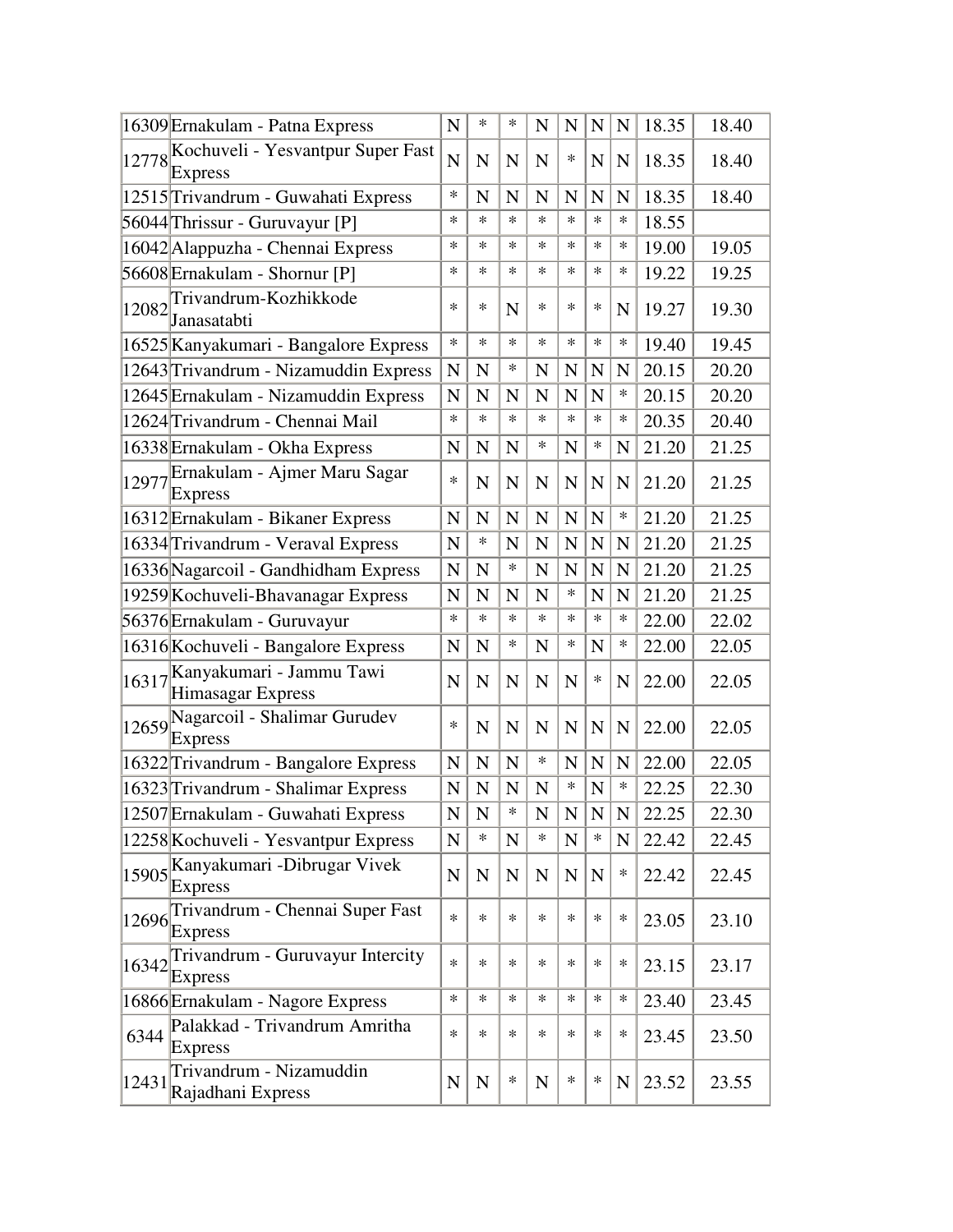| | | | | | | | | | | |
|---|---|---|---|---|---|---|---|---|---|---|
| 16309 | Ernakulam - Patna Express | N | * | * | N | N | N | N | 18.35 | 18.40 |
| 12778 | Kochuveli - Yesvantpur Super Fast Express | N | N | N | N | * | N | N | 18.35 | 18.40 |
| 12515 | Trivandrum - Guwahati Express | * | N | N | N | N | N | N | 18.35 | 18.40 |
| 56044 | Thrissur - Guruvayur [P] | * | * | * | * | * | * | * | 18.55 | |
| 16042 | Alappuzha - Chennai Express | * | * | * | * | * | * | * | 19.00 | 19.05 |
| 56608 | Ernakulam - Shornur [P] | * | * | * | * | * | * | * | 19.22 | 19.25 |
| 12082 | Trivandrum-Kozhikkode Janasatabti | * | * | N | * | * | * | N | 19.27 | 19.30 |
| 16525 | Kanyakumari - Bangalore Express | * | * | * | * | * | * | * | 19.40 | 19.45 |
| 12643 | Trivandrum - Nizamuddin Express | N | N | * | N | N | N | N | 20.15 | 20.20 |
| 12645 | Ernakulam - Nizamuddin Express | N | N | N | N | N | N | * | 20.15 | 20.20 |
| 12624 | Trivandrum - Chennai Mail | * | * | * | * | * | * | * | 20.35 | 20.40 |
| 16338 | Ernakulam - Okha Express | N | N | N | * | N | * | N | 21.20 | 21.25 |
| 12977 | Ernakulam - Ajmer Maru Sagar Express | * | N | N | N | N | N | N | 21.20 | 21.25 |
| 16312 | Ernakulam - Bikaner Express | N | N | N | N | N | N | * | 21.20 | 21.25 |
| 16334 | Trivandrum - Veraval Express | N | * | N | N | N | N | N | 21.20 | 21.25 |
| 16336 | Nagarcoil - Gandhidham Express | N | N | * | N | N | N | N | 21.20 | 21.25 |
| 19259 | Kochuveli-Bhavanagar Express | N | N | N | N | * | N | N | 21.20 | 21.25 |
| 56376 | Ernakulam - Guruvayur | * | * | * | * | * | * | * | 22.00 | 22.02 |
| 16316 | Kochuveli - Bangalore Express | N | N | * | N | * | N | * | 22.00 | 22.05 |
| 16317 | Kanyakumari - Jammu Tawi Himasagar Express | N | N | N | N | N | * | N | 22.00 | 22.05 |
| 12659 | Nagarcoil - Shalimar Gurudev Express | * | N | N | N | N | N | N | 22.00 | 22.05 |
| 16322 | Trivandrum - Bangalore Express | N | N | N | * | N | N | N | 22.00 | 22.05 |
| 16323 | Trivandrum - Shalimar Express | N | N | N | N | * | N | * | 22.25 | 22.30 |
| 12507 | Ernakulam - Guwahati Express | N | N | * | N | N | N | N | 22.25 | 22.30 |
| 12258 | Kochuveli - Yesvantpur Express | N | * | N | * | N | * | N | 22.42 | 22.45 |
| 15905 | Kanyakumari -Dibrugar Vivek Express | N | N | N | N | N | N | * | 22.42 | 22.45 |
| 12696 | Trivandrum - Chennai Super Fast Express | * | * | * | * | * | * | * | 23.05 | 23.10 |
| 16342 | Trivandrum - Guruvayur Intercity Express | * | * | * | * | * | * | * | 23.15 | 23.17 |
| 16866 | Ernakulam - Nagore Express | * | * | * | * | * | * | * | 23.40 | 23.45 |
| 6344 | Palakkad - Trivandrum Amritha Express | * | * | * | * | * | * | * | 23.45 | 23.50 |
| 12431 | Trivandrum - Nizamuddin Rajadhani Express | N | N | * | N | * | * | N | 23.52 | 23.55 |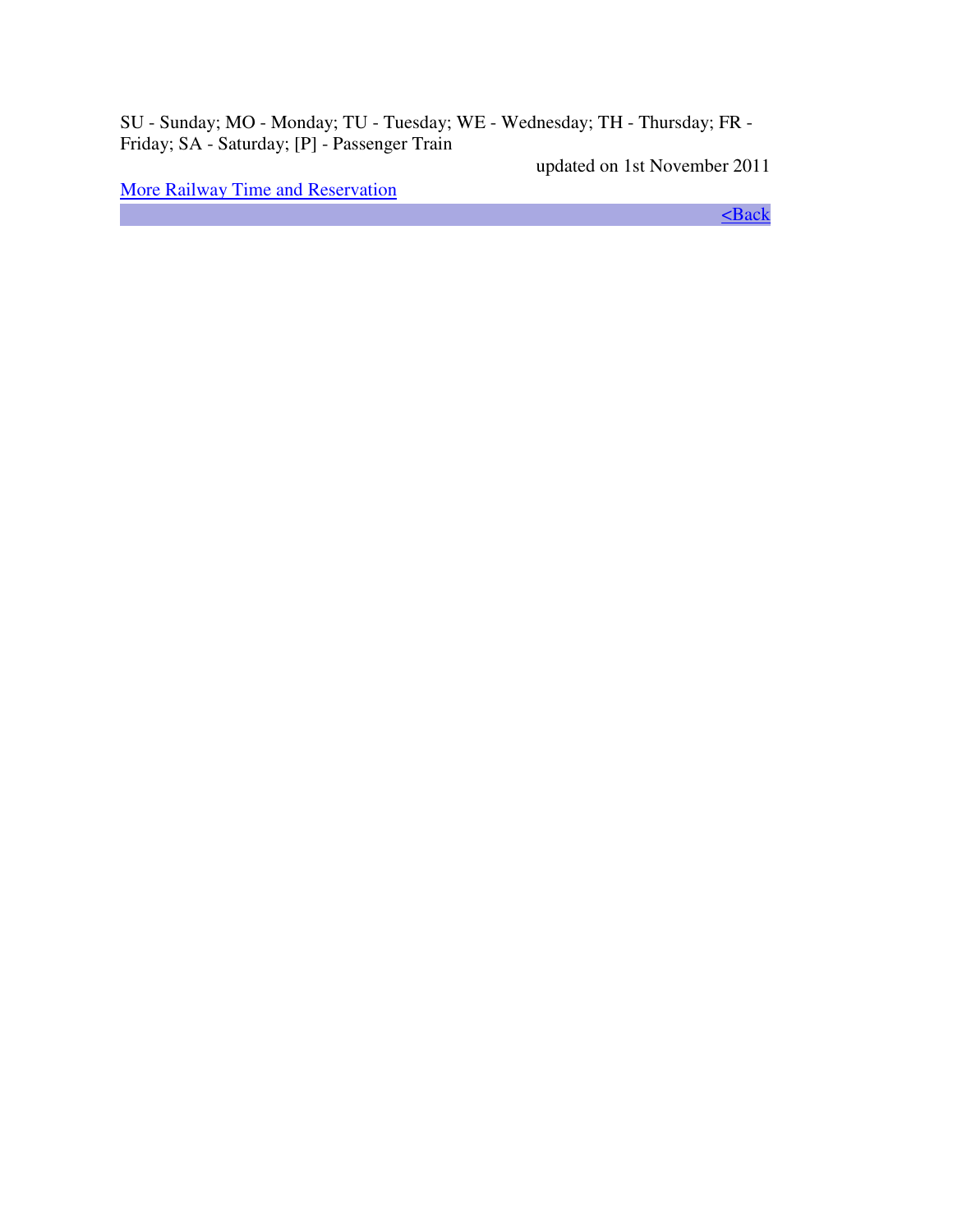SU - Sunday; MO - Monday; TU - Tuesday; WE - Wednesday; TH - Thursday; FR - Friday; SA - Saturday; [P] - Passenger Train

updated on 1st November 2011

More Railway Time and Reservation

<Back